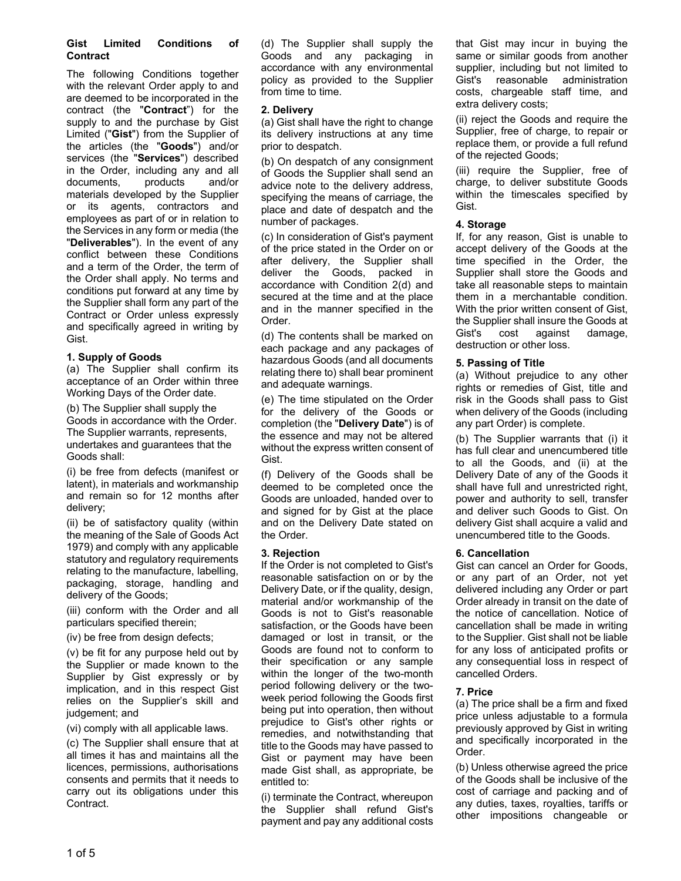# Gist Limited Conditions of Contract

The following Conditions together with the relevant Order apply to and are deemed to be incorporated in the contract (the "**Contract**") for the supply to and the purchase by Gist Limited ("**Gist**") from the Supplier of the articles (the "**Goods**") and/or services (the "**Services**") described in the Order, including any and all documents, products and/or materials developed by the Supplier or its agents, contractors and employees as part of or in relation to the Services in any form or media (the "**Deliverables**"). In the event of any conflict between these Conditions and a term of the Order, the term of the Order shall apply. No terms and conditions put forward at any time by the Supplier shall form any part of the Contract or Order unless expressly and specifically agreed in writing by Gist.

## 1. Supply of Goods

(a) The Supplier shall confirm its acceptance of an Order within three Working Days of the Order date.

(b) The Supplier shall supply the Goods in accordance with the Order. The Supplier warrants, represents, undertakes and guarantees that the Goods shall:

(i) be free from defects (manifest or latent), in materials and workmanship and remain so for 12 months after delivery;

(ii) be of satisfactory quality (within the meaning of the Sale of Goods Act 1979) and comply with any applicable statutory and regulatory requirements relating to the manufacture, labelling, packaging, storage, handling and delivery of the Goods;

(iii) conform with the Order and all particulars specified therein;

(iv) be free from design defects;

(v) be fit for any purpose held out by the Supplier or made known to the Supplier by Gist expressly or by implication, and in this respect Gist relies on the Supplier's skill and judgement; and

(vi) comply with all applicable laws.

(c) The Supplier shall ensure that at all times it has and maintains all the licences, permissions, authorisations consents and permits that it needs to carry out its obligations under this Contract.

(d) The Supplier shall supply the Goods and any packaging in accordance with any environmental policy as provided to the Supplier from time to time.

## 2. Delivery

(a) Gist shall have the right to change its delivery instructions at any time prior to despatch.

(b) On despatch of any consignment of Goods the Supplier shall send an advice note to the delivery address, specifying the means of carriage, the place and date of despatch and the number of packages.

(c) In consideration of Gist's payment of the price stated in the Order on or after delivery, the Supplier shall deliver the Goods, packed in accordance with Condition 2(d) and secured at the time and at the place and in the manner specified in the Order.

(d) The contents shall be marked on each package and any packages of hazardous Goods (and all documents relating there to) shall bear prominent and adequate warnings.

(e) The time stipulated on the Order for the delivery of the Goods or completion (the "**Delivery Date**") is of the essence and may not be altered without the express written consent of Gist.

(f) Delivery of the Goods shall be deemed to be completed once the Goods are unloaded, handed over to and signed for by Gist at the place and on the Delivery Date stated on the Order.

## 3. Rejection

If the Order is not completed to Gist's reasonable satisfaction on or by the Delivery Date, or if the quality, design, material and/or workmanship of the Goods is not to Gist's reasonable satisfaction, or the Goods have been damaged or lost in transit, or the Goods are found not to conform to their specification or any sample within the longer of the two-month period following delivery or the two-week period following the Goods first being put into operation, then without prejudice to Gist's other rights or remedies, and notwithstanding that title to the Goods may have passed to Gist or payment may have been made Gist shall, as appropriate, be entitled to:

(i) terminate the Contract, whereupon the Supplier shall refund Gist's payment and pay any additional costs that Gist may incur in buying the same or similar goods from another supplier, including but not limited to Gist's reasonable administration costs, chargeable staff time, and extra delivery costs;

(ii) reject the Goods and require the Supplier, free of charge, to repair or replace them, or provide a full refund of the rejected Goods;

(iii) require the Supplier, free of charge, to deliver substitute Goods within the timescales specified by Gist.

## 4. Storage

If, for any reason, Gist is unable to accept delivery of the Goods at the time specified in the Order, the Supplier shall store the Goods and take all reasonable steps to maintain them in a merchantable condition. With the prior written consent of Gist, the Supplier shall insure the Goods at Gist's cost against damage, destruction or other loss.

## 5. Passing of Title

(a) Without prejudice to any other rights or remedies of Gist, title and risk in the Goods shall pass to Gist when delivery of the Goods (including any part Order) is complete.

(b) The Supplier warrants that (i) it has full clear and unencumbered title to all the Goods, and (ii) at the Delivery Date of any of the Goods it shall have full and unrestricted right, power and authority to sell, transfer and deliver such Goods to Gist. On delivery Gist shall acquire a valid and unencumbered title to the Goods.

## 6. Cancellation

Gist can cancel an Order for Goods, or any part of an Order, not yet delivered including any Order or part Order already in transit on the date of the notice of cancellation. Notice of cancellation shall be made in writing to the Supplier. Gist shall not be liable for any loss of anticipated profits or any consequential loss in respect of cancelled Orders.

## 7. Price

(a) The price shall be a firm and fixed price unless adjustable to a formula previously approved by Gist in writing and specifically incorporated in the Order.

(b) Unless otherwise agreed the price of the Goods shall be inclusive of the cost of carriage and packing and of any duties, taxes, royalties, tariffs or other impositions changeable or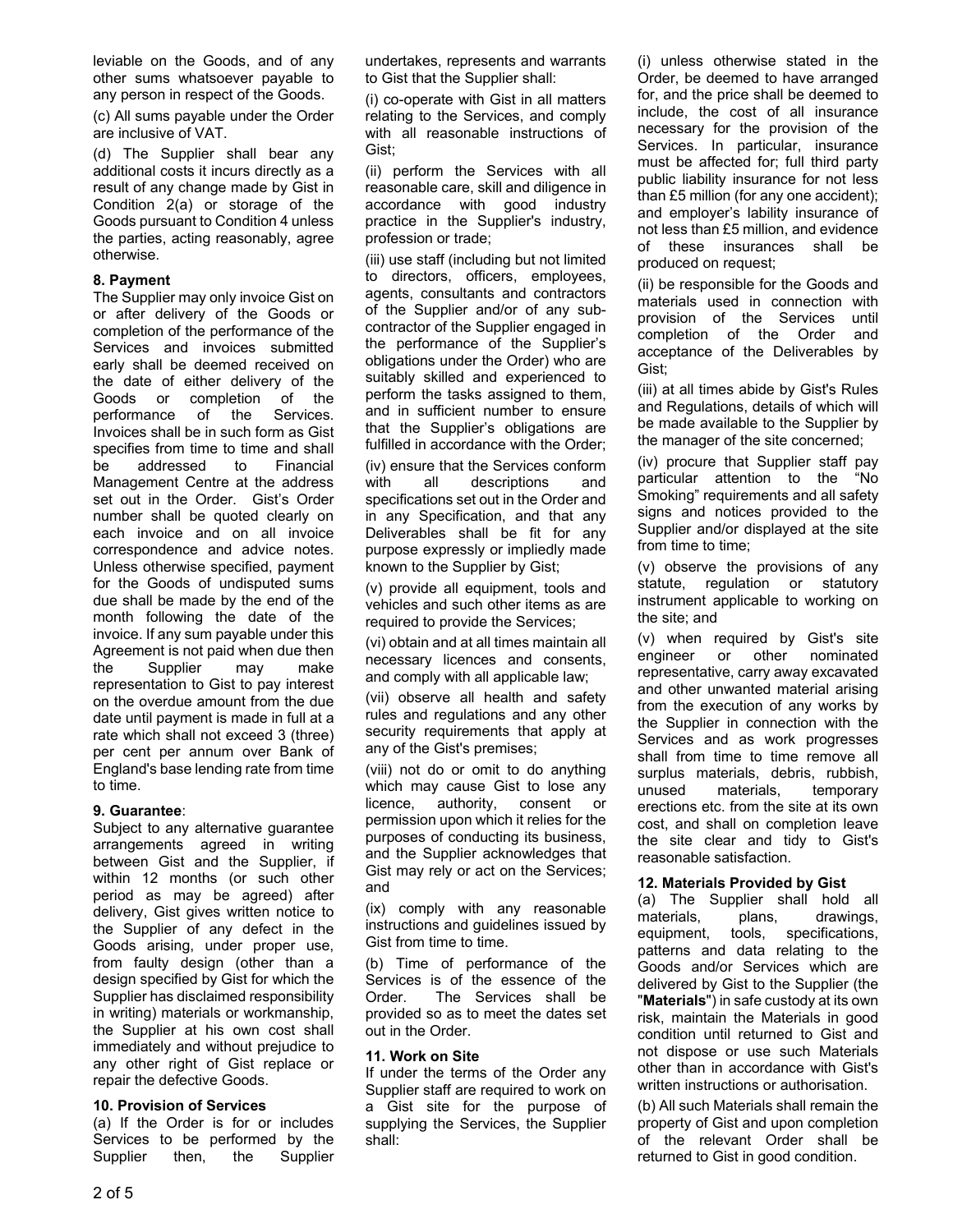leviable on the Goods, and of any other sums whatsoever payable to any person in respect of the Goods.

(c) All sums payable under the Order are inclusive of VAT.

(d) The Supplier shall bear any additional costs it incurs directly as a result of any change made by Gist in Condition 2(a) or storage of the Goods pursuant to Condition 4 unless the parties, acting reasonably, agree otherwise.

**8. Payment**

The Supplier may only invoice Gist on or after delivery of the Goods or completion of the performance of the Services and invoices submitted early shall be deemed received on the date of either delivery of the Goods or completion of the performance of the Services. Invoices shall be in such form as Gist specifies from time to time and shall be addressed to Financial Management Centre at the address set out in the Order. Gist's Order number shall be quoted clearly on each invoice and on all invoice correspondence and advice notes. Unless otherwise specified, payment for the Goods of undisputed sums due shall be made by the end of the month following the date of the invoice. If any sum payable under this Agreement is not paid when due then the Supplier may make representation to Gist to pay interest on the overdue amount from the due date until payment is made in full at a rate which shall not exceed 3 (three) per cent per annum over Bank of England's base lending rate from time to time.

**9. Guarantee**:

Subject to any alternative guarantee arrangements agreed in writing between Gist and the Supplier, if within 12 months (or such other period as may be agreed) after delivery, Gist gives written notice to the Supplier of any defect in the Goods arising, under proper use, from faulty design (other than a design specified by Gist for which the Supplier has disclaimed responsibility in writing) materials or workmanship, the Supplier at his own cost shall immediately and without prejudice to any other right of Gist replace or repair the defective Goods.

**10. Provision of Services**

(a) If the Order is for or includes Services to be performed by the Supplier then, the Supplier undertakes, represents and warrants to Gist that the Supplier shall:

(i) co-operate with Gist in all matters relating to the Services, and comply with all reasonable instructions of Gist;

(ii) perform the Services with all reasonable care, skill and diligence in accordance with good industry practice in the Supplier's industry, profession or trade;

(iii) use staff (including but not limited to directors, officers, employees, agents, consultants and contractors of the Supplier and/or of any sub-contractor of the Supplier engaged in the performance of the Supplier's obligations under the Order) who are suitably skilled and experienced to perform the tasks assigned to them, and in sufficient number to ensure that the Supplier's obligations are fulfilled in accordance with the Order;

(iv) ensure that the Services conform with all descriptions and specifications set out in the Order and in any Specification, and that any Deliverables shall be fit for any purpose expressly or impliedly made known to the Supplier by Gist;

(v) provide all equipment, tools and vehicles and such other items as are required to provide the Services;

(vi) obtain and at all times maintain all necessary licences and consents, and comply with all applicable law;

(vii) observe all health and safety rules and regulations and any other security requirements that apply at any of the Gist's premises;

(viii) not do or omit to do anything which may cause Gist to lose any licence, authority, consent or permission upon which it relies for the purposes of conducting its business, and the Supplier acknowledges that Gist may rely or act on the Services; and

(ix) comply with any reasonable instructions and guidelines issued by Gist from time to time.

(b) Time of performance of the Services is of the essence of the Order. The Services shall be provided so as to meet the dates set out in the Order.

**11. Work on Site**

If under the terms of the Order any Supplier staff are required to work on a Gist site for the purpose of supplying the Services, the Supplier shall:

(i) unless otherwise stated in the Order, be deemed to have arranged for, and the price shall be deemed to include, the cost of all insurance necessary for the provision of the Services. In particular, insurance must be affected for; full third party public liability insurance for not less than £5 million (for any one accident); and employer's lability insurance of not less than £5 million, and evidence of these insurances shall be produced on request;

(ii) be responsible for the Goods and materials used in connection with provision of the Services until completion of the Order and acceptance of the Deliverables by Gist;

(iii) at all times abide by Gist's Rules and Regulations, details of which will be made available to the Supplier by the manager of the site concerned;

(iv) procure that Supplier staff pay particular attention to the "No Smoking" requirements and all safety signs and notices provided to the Supplier and/or displayed at the site from time to time;

(v) observe the provisions of any statute, regulation or statutory instrument applicable to working on the site; and

(v) when required by Gist's site engineer or other nominated representative, carry away excavated and other unwanted material arising from the execution of any works by the Supplier in connection with the Services and as work progresses shall from time to time remove all surplus materials, debris, rubbish, unused materials, temporary erections etc. from the site at its own cost, and shall on completion leave the site clear and tidy to Gist's reasonable satisfaction.

**12. Materials Provided by Gist**

(a) The Supplier shall hold all materials, plans, drawings, equipment, tools, specifications, patterns and data relating to the Goods and/or Services which are delivered by Gist to the Supplier (the "**Materials**") in safe custody at its own risk, maintain the Materials in good condition until returned to Gist and not dispose or use such Materials other than in accordance with Gist's written instructions or authorisation.

(b) All such Materials shall remain the property of Gist and upon completion of the relevant Order shall be returned to Gist in good condition.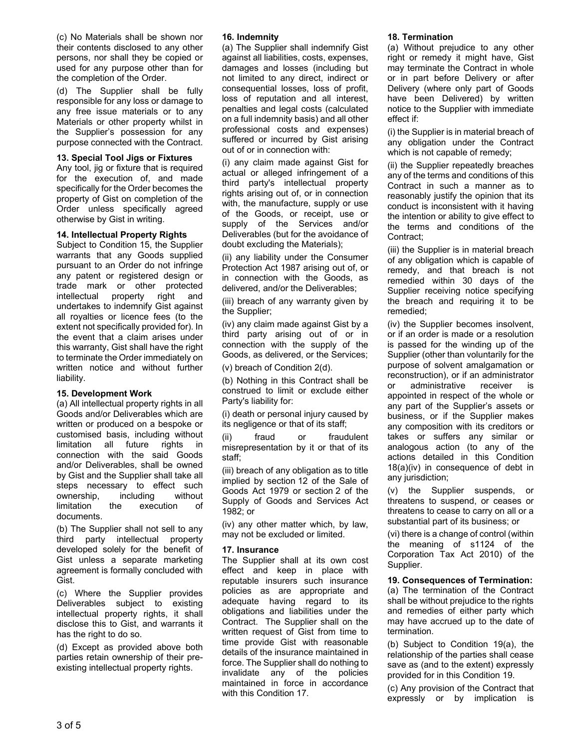(c) No Materials shall be shown nor their contents disclosed to any other persons, nor shall they be copied or used for any purpose other than for the completion of the Order.

(d) The Supplier shall be fully responsible for any loss or damage to any free issue materials or to any Materials or other property whilst in the Supplier's possession for any purpose connected with the Contract.

**13. Special Tool Jigs or Fixtures**

Any tool, jig or fixture that is required for the execution of, and made specifically for the Order becomes the property of Gist on completion of the Order unless specifically agreed otherwise by Gist in writing.

**14. Intellectual Property Rights**

Subject to Condition 15, the Supplier warrants that any Goods supplied pursuant to an Order do not infringe any patent or registered design or trade mark or other protected intellectual property right and undertakes to indemnify Gist against all royalties or licence fees (to the extent not specifically provided for). In the event that a claim arises under this warranty, Gist shall have the right to terminate the Order immediately on written notice and without further liability.

**15. Development Work**

(a) All intellectual property rights in all Goods and/or Deliverables which are written or produced on a bespoke or customised basis, including without limitation all future rights in connection with the said Goods and/or Deliverables, shall be owned by Gist and the Supplier shall take all steps necessary to effect such ownership, including without limitation the execution of documents.

(b) The Supplier shall not sell to any third party intellectual property developed solely for the benefit of Gist unless a separate marketing agreement is formally concluded with Gist.

(c) Where the Supplier provides Deliverables subject to existing intellectual property rights, it shall disclose this to Gist, and warrants it has the right to do so.

(d) Except as provided above both parties retain ownership of their pre-existing intellectual property rights.

**16. Indemnity**

(a) The Supplier shall indemnify Gist against all liabilities, costs, expenses, damages and losses (including but not limited to any direct, indirect or consequential losses, loss of profit, loss of reputation and all interest, penalties and legal costs (calculated on a full indemnity basis) and all other professional costs and expenses) suffered or incurred by Gist arising out of or in connection with:

(i) any claim made against Gist for actual or alleged infringement of a third party's intellectual property rights arising out of, or in connection with, the manufacture, supply or use of the Goods, or receipt, use or supply of the Services and/or Deliverables (but for the avoidance of doubt excluding the Materials);

(ii) any liability under the Consumer Protection Act 1987 arising out of, or in connection with the Goods, as delivered, and/or the Deliverables;

(iii) breach of any warranty given by the Supplier;

(iv) any claim made against Gist by a third party arising out of or in connection with the supply of the Goods, as delivered, or the Services;

(v) breach of Condition 2(d).

(b) Nothing in this Contract shall be construed to limit or exclude either Party's liability for:

(i) death or personal injury caused by its negligence or that of its staff;

(ii) fraud or fraudulent misrepresentation by it or that of its staff;

(iii) breach of any obligation as to title implied by section 12 of the Sale of Goods Act 1979 or section 2 of the Supply of Goods and Services Act 1982; or

(iv) any other matter which, by law, may not be excluded or limited.

**17. Insurance**

The Supplier shall at its own cost effect and keep in place with reputable insurers such insurance policies as are appropriate and adequate having regard to its obligations and liabilities under the Contract. The Supplier shall on the written request of Gist from time to time provide Gist with reasonable details of the insurance maintained in force. The Supplier shall do nothing to invalidate any of the policies maintained in force in accordance with this Condition 17.

**18. Termination**

(a) Without prejudice to any other right or remedy it might have, Gist may terminate the Contract in whole or in part before Delivery or after Delivery (where only part of Goods have been Delivered) by written notice to the Supplier with immediate effect if:

(i) the Supplier is in material breach of any obligation under the Contract which is not capable of remedy;

(ii) the Supplier repeatedly breaches any of the terms and conditions of this Contract in such a manner as to reasonably justify the opinion that its conduct is inconsistent with it having the intention or ability to give effect to the terms and conditions of the Contract;

(iii) the Supplier is in material breach of any obligation which is capable of remedy, and that breach is not remedied within 30 days of the Supplier receiving notice specifying the breach and requiring it to be remedied;

(iv) the Supplier becomes insolvent, or if an order is made or a resolution is passed for the winding up of the Supplier (other than voluntarily for the purpose of solvent amalgamation or reconstruction), or if an administrator or administrative receiver is appointed in respect of the whole or any part of the Supplier's assets or business, or if the Supplier makes any composition with its creditors or takes or suffers any similar or analogous action (to any of the actions detailed in this Condition 18(a)(iv) in consequence of debt in any jurisdiction;

(v) the Supplier suspends, or threatens to suspend, or ceases or threatens to cease to carry on all or a substantial part of its business; or

(vi) there is a change of control (within the meaning of s1124 of the Corporation Tax Act 2010) of the Supplier.

**19. Consequences of Termination:**

(a) The termination of the Contract shall be without prejudice to the rights and remedies of either party which may have accrued up to the date of termination.

(b) Subject to Condition 19(a), the relationship of the parties shall cease save as (and to the extent) expressly provided for in this Condition 19.

(c) Any provision of the Contract that expressly or by implication is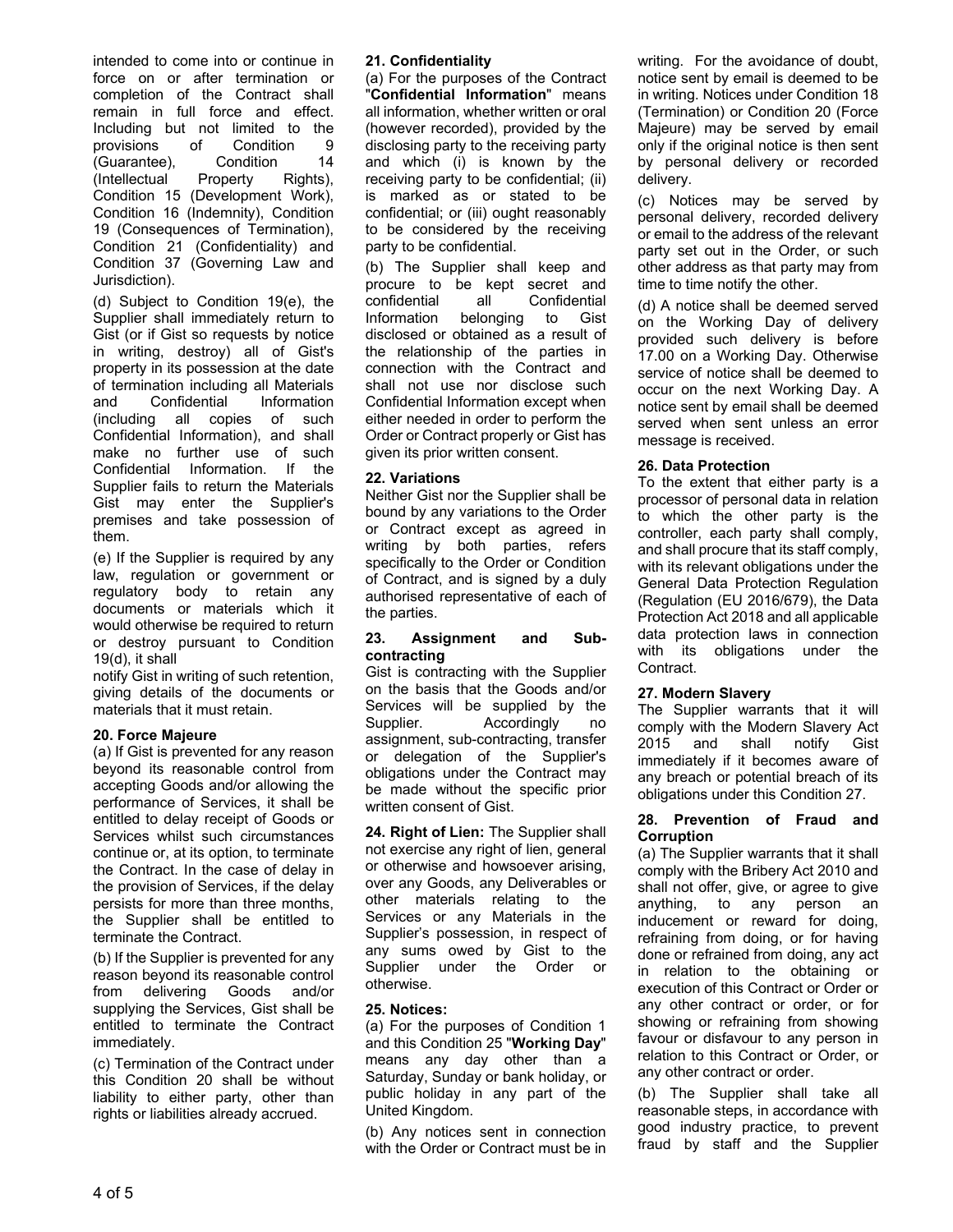intended to come into or continue in force on or after termination or completion of the Contract shall remain in full force and effect. Including but not limited to the provisions of Condition 9 (Guarantee), Condition 14 (Intellectual Property Rights), Condition 15 (Development Work), Condition 16 (Indemnity), Condition 19 (Consequences of Termination), Condition 21 (Confidentiality) and Condition 37 (Governing Law and Jurisdiction).

(d) Subject to Condition 19(e), the Supplier shall immediately return to Gist (or if Gist so requests by notice in writing, destroy) all of Gist's property in its possession at the date of termination including all Materials and Confidential Information (including all copies of such Confidential Information), and shall make no further use of such Confidential Information. If the Supplier fails to return the Materials Gist may enter the Supplier's premises and take possession of them.

(e) If the Supplier is required by any law, regulation or government or regulatory body to retain any documents or materials which it would otherwise be required to return or destroy pursuant to Condition 19(d), it shall notify Gist in writing of such retention, giving details of the documents or materials that it must retain.

**20. Force Majeure**

(a) If Gist is prevented for any reason beyond its reasonable control from accepting Goods and/or allowing the performance of Services, it shall be entitled to delay receipt of Goods or Services whilst such circumstances continue or, at its option, to terminate the Contract. In the case of delay in the provision of Services, if the delay persists for more than three months, the Supplier shall be entitled to terminate the Contract.

(b) If the Supplier is prevented for any reason beyond its reasonable control from delivering Goods and/or supplying the Services, Gist shall be entitled to terminate the Contract immediately.

(c) Termination of the Contract under this Condition 20 shall be without liability to either party, other than rights or liabilities already accrued.

**21. Confidentiality**

(a) For the purposes of the Contract "**Confidential Information**" means all information, whether written or oral (however recorded), provided by the disclosing party to the receiving party and which (i) is known by the receiving party to be confidential; (ii) is marked as or stated to be confidential; or (iii) ought reasonably to be considered by the receiving party to be confidential.

(b) The Supplier shall keep and procure to be kept secret and confidential all Confidential Information belonging to Gist disclosed or obtained as a result of the relationship of the parties in connection with the Contract and shall not use nor disclose such Confidential Information except when either needed in order to perform the Order or Contract properly or Gist has given its prior written consent.

**22. Variations**

Neither Gist nor the Supplier shall be bound by any variations to the Order or Contract except as agreed in writing by both parties, refers specifically to the Order or Condition of Contract, and is signed by a duly authorised representative of each of the parties.

**23. Assignment and Sub-contracting**

Gist is contracting with the Supplier on the basis that the Goods and/or Services will be supplied by the Supplier. Accordingly no assignment, sub-contracting, transfer or delegation of the Supplier's obligations under the Contract may be made without the specific prior written consent of Gist.

**24. Right of Lien:** The Supplier shall not exercise any right of lien, general or otherwise and howsoever arising, over any Goods, any Deliverables or other materials relating to the Services or any Materials in the Supplier's possession, in respect of any sums owed by Gist to the Supplier under the Order or otherwise.

**25. Notices:**

(a) For the purposes of Condition 1 and this Condition 25 "**Working Day**" means any day other than a Saturday, Sunday or bank holiday, or public holiday in any part of the United Kingdom.

(b) Any notices sent in connection with the Order or Contract must be in writing. For the avoidance of doubt, notice sent by email is deemed to be in writing. Notices under Condition 18 (Termination) or Condition 20 (Force Majeure) may be served by email only if the original notice is then sent by personal delivery or recorded delivery.

(c) Notices may be served by personal delivery, recorded delivery or email to the address of the relevant party set out in the Order, or such other address as that party may from time to time notify the other.

(d) A notice shall be deemed served on the Working Day of delivery provided such delivery is before 17.00 on a Working Day. Otherwise service of notice shall be deemed to occur on the next Working Day. A notice sent by email shall be deemed served when sent unless an error message is received.

**26. Data Protection**

To the extent that either party is a processor of personal data in relation to which the other party is the controller, each party shall comply, and shall procure that its staff comply, with its relevant obligations under the General Data Protection Regulation (Regulation (EU 2016/679), the Data Protection Act 2018 and all applicable data protection laws in connection with its obligations under the Contract.

**27. Modern Slavery**

The Supplier warrants that it will comply with the Modern Slavery Act 2015 and shall notify Gist immediately if it becomes aware of any breach or potential breach of its obligations under this Condition 27.

**28. Prevention of Fraud and Corruption**

(a) The Supplier warrants that it shall comply with the Bribery Act 2010 and shall not offer, give, or agree to give anything, to any person an inducement or reward for doing, refraining from doing, or for having done or refrained from doing, any act in relation to the obtaining or execution of this Contract or Order or any other contract or order, or for showing or refraining from showing favour or disfavour to any person in relation to this Contract or Order, or any other contract or order.

(b) The Supplier shall take all reasonable steps, in accordance with good industry practice, to prevent fraud by staff and the Supplier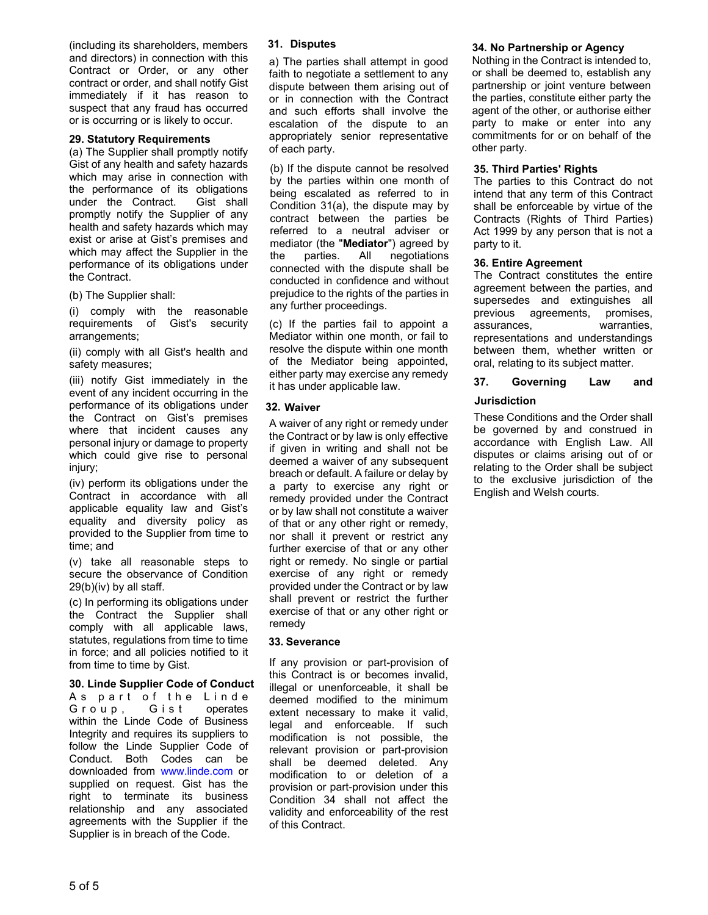(including its shareholders, members and directors) in connection with this Contract or Order, or any other contract or order, and shall notify Gist immediately if it has reason to suspect that any fraud has occurred or is occurring or is likely to occur.

**29. Statutory Requirements**

(a) The Supplier shall promptly notify Gist of any health and safety hazards which may arise in connection with the performance of its obligations under the Contract. Gist shall promptly notify the Supplier of any health and safety hazards which may exist or arise at Gist's premises and which may affect the Supplier in the performance of its obligations under the Contract.

(b) The Supplier shall:

(i) comply with the reasonable requirements of Gist's security arrangements;

(ii) comply with all Gist's health and safety measures;

(iii) notify Gist immediately in the event of any incident occurring in the performance of its obligations under the Contract on Gist's premises where that incident causes any personal injury or damage to property which could give rise to personal injury;

(iv) perform its obligations under the Contract in accordance with all applicable equality law and Gist's equality and diversity policy as provided to the Supplier from time to time; and

(v) take all reasonable steps to secure the observance of Condition 29(b)(iv) by all staff.

(c) In performing its obligations under the Contract the Supplier shall comply with all applicable laws, statutes, regulations from time to time in force; and all policies notified to it from time to time by Gist.

**30. Linde Supplier Code of Conduct**

As part of the Linde Group, Gist operates within the Linde Code of Business Integrity and requires its suppliers to follow the Linde Supplier Code of Conduct. Both Codes can be downloaded from www.linde.com or supplied on request. Gist has the right to terminate its business relationship and any associated agreements with the Supplier if the Supplier is in breach of the Code.

**31. Disputes**

a) The parties shall attempt in good faith to negotiate a settlement to any dispute between them arising out of or in connection with the Contract and such efforts shall involve the escalation of the dispute to an appropriately senior representative of each party.

(b) If the dispute cannot be resolved by the parties within one month of being escalated as referred to in Condition 31(a), the dispute may by contract between the parties be referred to a neutral adviser or mediator (the "**Mediator**") agreed by the parties. All negotiations connected with the dispute shall be conducted in confidence and without prejudice to the rights of the parties in any further proceedings.

(c) If the parties fail to appoint a Mediator within one month, or fail to resolve the dispute within one month of the Mediator being appointed, either party may exercise any remedy it has under applicable law.

**32. Waiver**

A waiver of any right or remedy under the Contract or by law is only effective if given in writing and shall not be deemed a waiver of any subsequent breach or default. A failure or delay by a party to exercise any right or remedy provided under the Contract or by law shall not constitute a waiver of that or any other right or remedy, nor shall it prevent or restrict any further exercise of that or any other right or remedy. No single or partial exercise of any right or remedy provided under the Contract or by law shall prevent or restrict the further exercise of that or any other right or remedy

**33. Severance**

If any provision or part-provision of this Contract is or becomes invalid, illegal or unenforceable, it shall be deemed modified to the minimum extent necessary to make it valid, legal and enforceable. If such modification is not possible, the relevant provision or part-provision shall be deemed deleted. Any modification to or deletion of a provision or part-provision under this Condition 34 shall not affect the validity and enforceability of the rest of this Contract.

**34. No Partnership or Agency**

Nothing in the Contract is intended to, or shall be deemed to, establish any partnership or joint venture between the parties, constitute either party the agent of the other, or authorise either party to make or enter into any commitments for or on behalf of the other party.

**35. Third Parties' Rights**

The parties to this Contract do not intend that any term of this Contract shall be enforceable by virtue of the Contracts (Rights of Third Parties) Act 1999 by any person that is not a party to it.

**36. Entire Agreement**

The Contract constitutes the entire agreement between the parties, and supersedes and extinguishes all previous agreements, promises, assurances, warranties, representations and understandings between them, whether written or oral, relating to its subject matter.

**37. Governing Law and Jurisdiction**

These Conditions and the Order shall be governed by and construed in accordance with English Law. All disputes or claims arising out of or relating to the Order shall be subject to the exclusive jurisdiction of the English and Welsh courts.